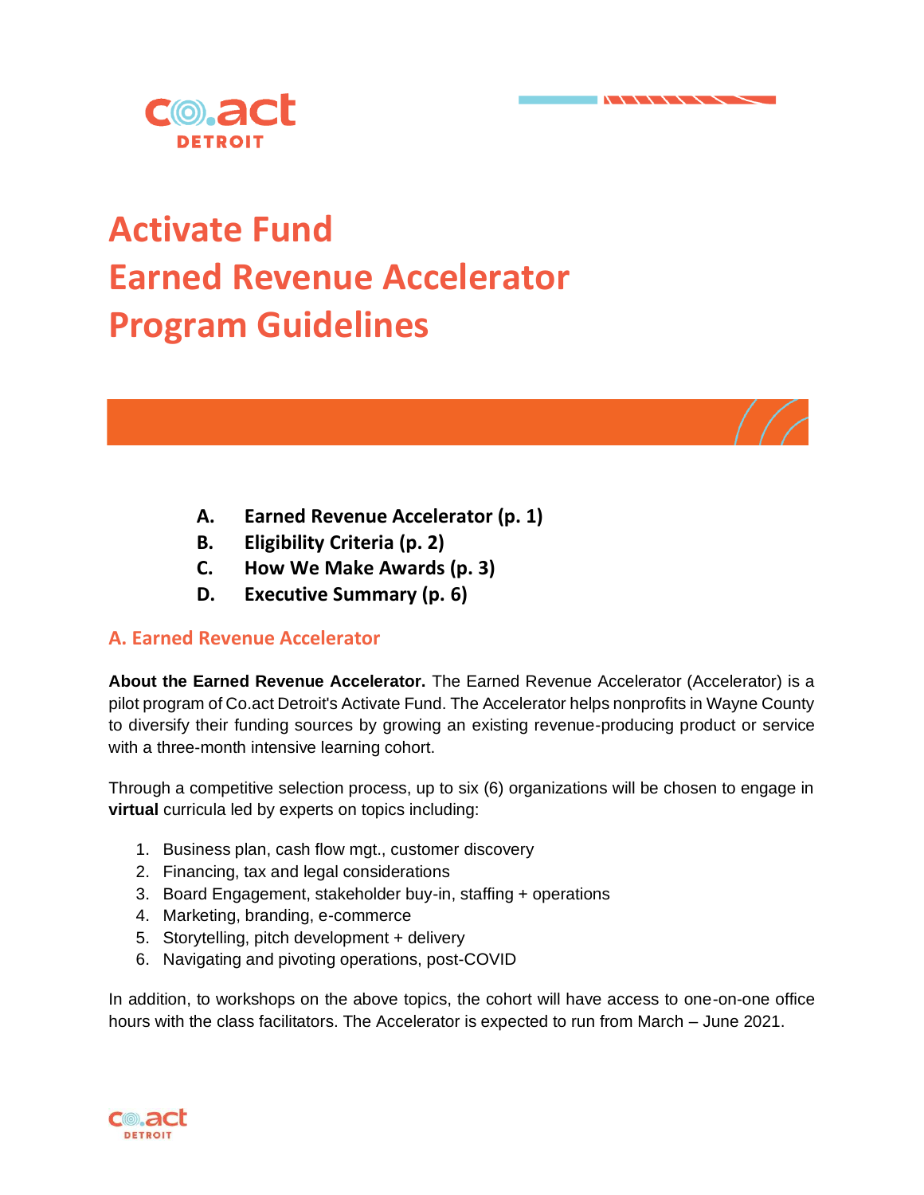# Activate Fund
# Earned Revenue Accelerator
# Program Guidelines

- **A. Earned Revenue Accelerator (p. 1)**
- **B. Eligibility Criteria (p. 2)**
- **C. How We Make Awards (p. 3)**
- **D. Executive Summary (p. 6)**

## A. Earned Revenue Accelerator

**About the Earned Revenue Accelerator.** The Earned Revenue Accelerator (Accelerator) is a pilot program of Co.act Detroit's Activate Fund. The Accelerator helps nonprofits in Wayne County to diversify their funding sources by growing an existing revenue-producing product or service with a three-month intensive learning cohort.

Through a competitive selection process, up to six (6) organizations will be chosen to engage in **virtual** curricula led by experts on topics including:

1. Business plan, cash flow mgt., customer discovery
2. Financing, tax and legal considerations
3. Board Engagement, stakeholder buy-in, staffing + operations
4. Marketing, branding, e-commerce
5. Storytelling, pitch development + delivery
6. Navigating and pivoting operations, post-COVID

In addition, to workshops on the above topics, the cohort will have access to one-on-one office hours with the class facilitators. The Accelerator is expected to run from March – June 2021.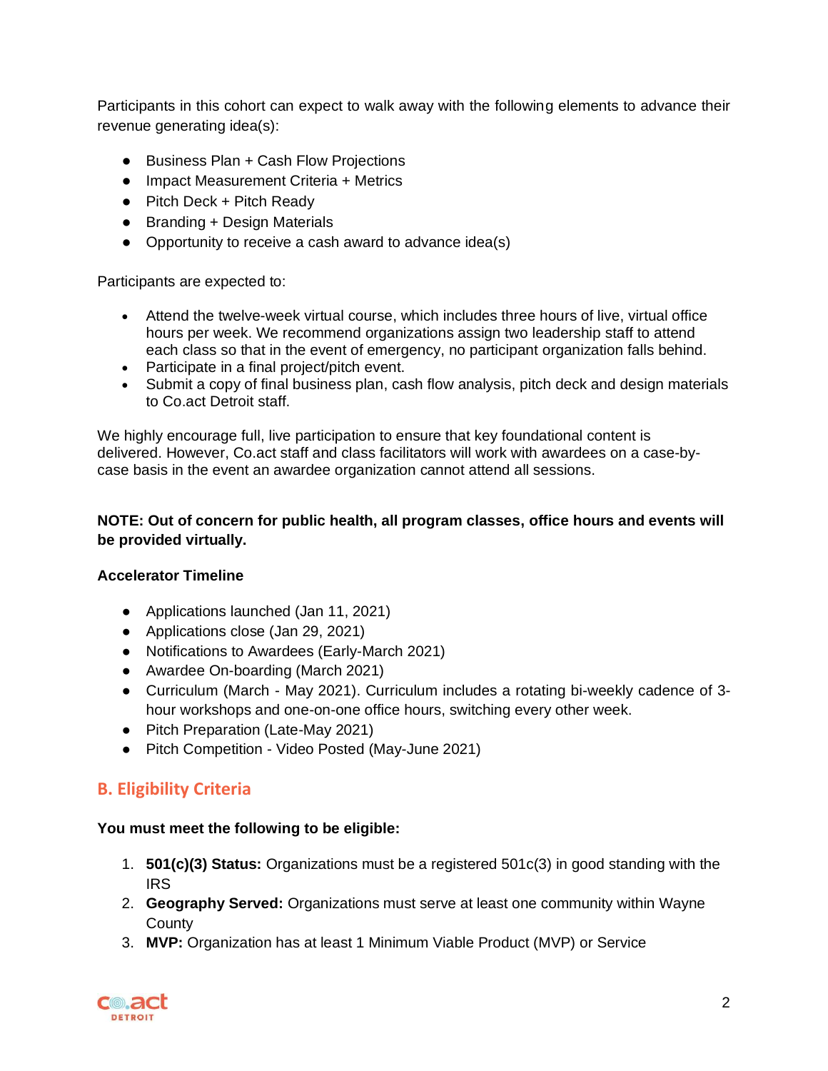Participants in this cohort can expect to walk away with the following elements to advance their revenue generating idea(s):

- Business Plan + Cash Flow Projections
- Impact Measurement Criteria + Metrics
- Pitch Deck + Pitch Ready
- Branding + Design Materials
- Opportunity to receive a cash award to advance idea(s)

Participants are expected to:

- Attend the twelve-week virtual course, which includes three hours of live, virtual office hours per week. We recommend organizations assign two leadership staff to attend each class so that in the event of emergency, no participant organization falls behind.
- Participate in a final project/pitch event.
- Submit a copy of final business plan, cash flow analysis, pitch deck and design materials to Co.act Detroit staff.

We highly encourage full, live participation to ensure that key foundational content is delivered. However, Co.act staff and class facilitators will work with awardees on a case-by-case basis in the event an awardee organization cannot attend all sessions.

**NOTE: Out of concern for public health, all program classes, office hours and events will be provided virtually.**

**Accelerator Timeline**

- Applications launched (Jan 11, 2021)
- Applications close (Jan 29, 2021)
- Notifications to Awardees (Early-March 2021)
- Awardee On-boarding (March 2021)
- Curriculum (March - May 2021). Curriculum includes a rotating bi-weekly cadence of 3-hour workshops and one-on-one office hours, switching every other week.
- Pitch Preparation (Late-May 2021)
- Pitch Competition - Video Posted (May-June 2021)

## B. Eligibility Criteria

**You must meet the following to be eligible:**

1. **501(c)(3) Status:** Organizations must be a registered 501c(3) in good standing with the IRS
2. **Geography Served:** Organizations must serve at least one community within Wayne County
3. **MVP:** Organization has at least 1 Minimum Viable Product (MVP) or Service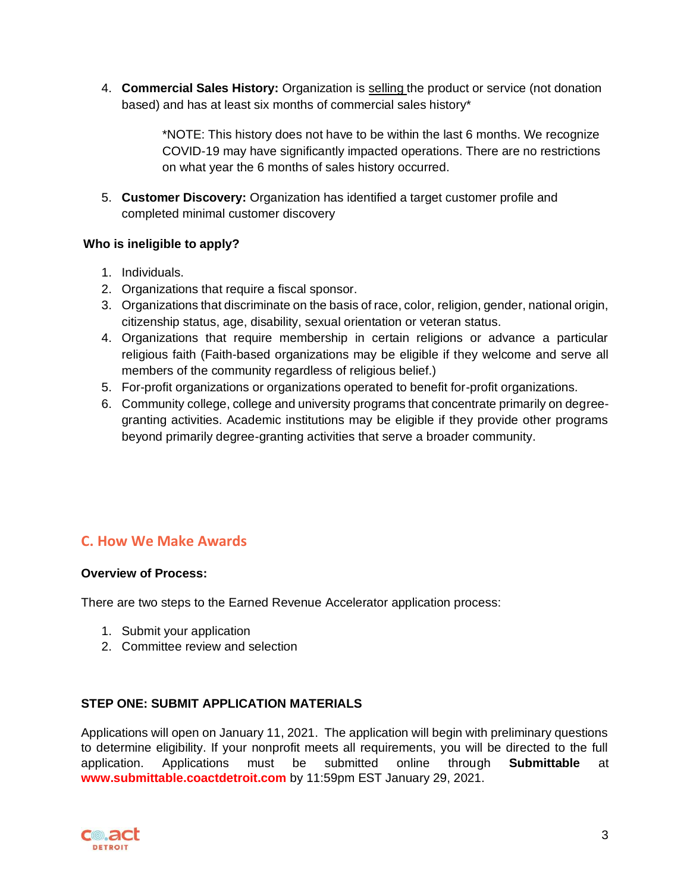4. **Commercial Sales History:** Organization is selling the product or service (not donation based) and has at least six months of commercial sales history*

    *NOTE: This history does not have to be within the last 6 months. We recognize COVID-19 may have significantly impacted operations. There are no restrictions on what year the 6 months of sales history occurred.

5. **Customer Discovery:** Organization has identified a target customer profile and completed minimal customer discovery

**Who is ineligible to apply?**

1. Individuals.
2. Organizations that require a fiscal sponsor.
3. Organizations that discriminate on the basis of race, color, religion, gender, national origin, citizenship status, age, disability, sexual orientation or veteran status.
4. Organizations that require membership in certain religions or advance a particular religious faith (Faith-based organizations may be eligible if they welcome and serve all members of the community regardless of religious belief.)
5. For-profit organizations or organizations operated to benefit for-profit organizations.
6. Community college, college and university programs that concentrate primarily on degree-granting activities. Academic institutions may be eligible if they provide other programs beyond primarily degree-granting activities that serve a broader community.

## C. How We Make Awards

**Overview of Process:**

There are two steps to the Earned Revenue Accelerator application process:

1. Submit your application
2. Committee review and selection

**STEP ONE: SUBMIT APPLICATION MATERIALS**

Applications will open on January 11, 2021. The application will begin with preliminary questions to determine eligibility. If your nonprofit meets all requirements, you will be directed to the full application. Applications must be submitted online through **Submittable** at **www.submittable.coactdetroit.com** by 11:59pm EST January 29, 2021.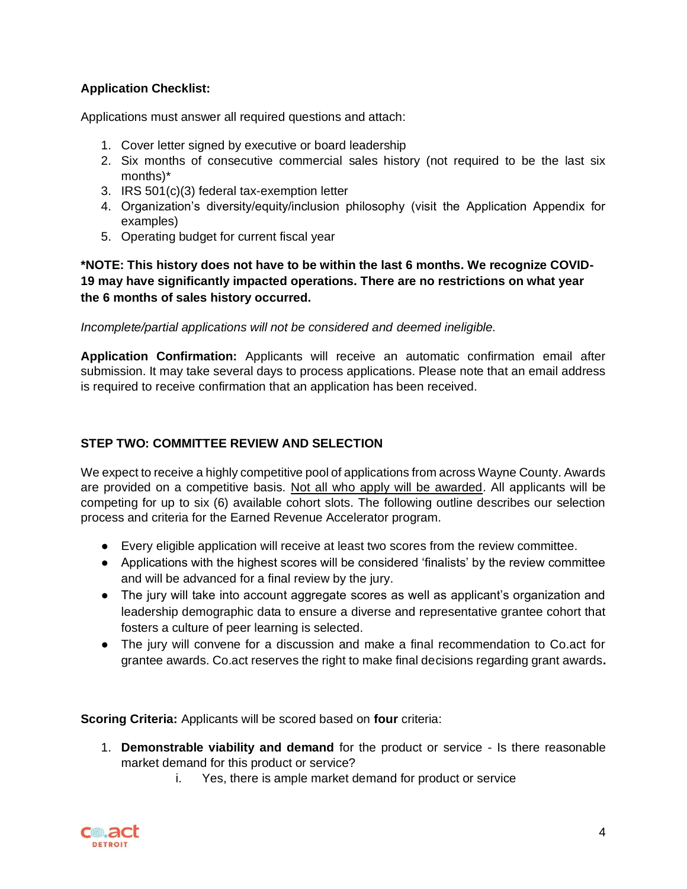**Application Checklist:**

Applications must answer all required questions and attach:

1. Cover letter signed by executive or board leadership
2. Six months of consecutive commercial sales history (not required to be the last six months)*
3. IRS 501(c)(3) federal tax-exemption letter
4. Organization's diversity/equity/inclusion philosophy (visit the Application Appendix for examples)
5. Operating budget for current fiscal year

***NOTE: This history does not have to be within the last 6 months. We recognize COVID-19 may have significantly impacted operations. There are no restrictions on what year the 6 months of sales history occurred.**

*Incomplete/partial applications will not be considered and deemed ineligible.*

**Application Confirmation:** Applicants will receive an automatic confirmation email after submission. It may take several days to process applications. Please note that an email address is required to receive confirmation that an application has been received.

### STEP TWO: COMMITTEE REVIEW AND SELECTION

We expect to receive a highly competitive pool of applications from across Wayne County. Awards are provided on a competitive basis. <u>Not all who apply will be awarded</u>. All applicants will be competing for up to six (6) available cohort slots. The following outline describes our selection process and criteria for the Earned Revenue Accelerator program.

- Every eligible application will receive at least two scores from the review committee.
- Applications with the highest scores will be considered 'finalists' by the review committee and will be advanced for a final review by the jury.
- The jury will take into account aggregate scores as well as applicant's organization and leadership demographic data to ensure a diverse and representative grantee cohort that fosters a culture of peer learning is selected.
- The jury will convene for a discussion and make a final recommendation to Co.act for grantee awards. Co.act reserves the right to make final decisions regarding grant awards**.**

**Scoring Criteria:** Applicants will be scored based on **four** criteria:

1. **Demonstrable viability and demand** for the product or service - Is there reasonable market demand for this product or service?
   i. Yes, there is ample market demand for product or service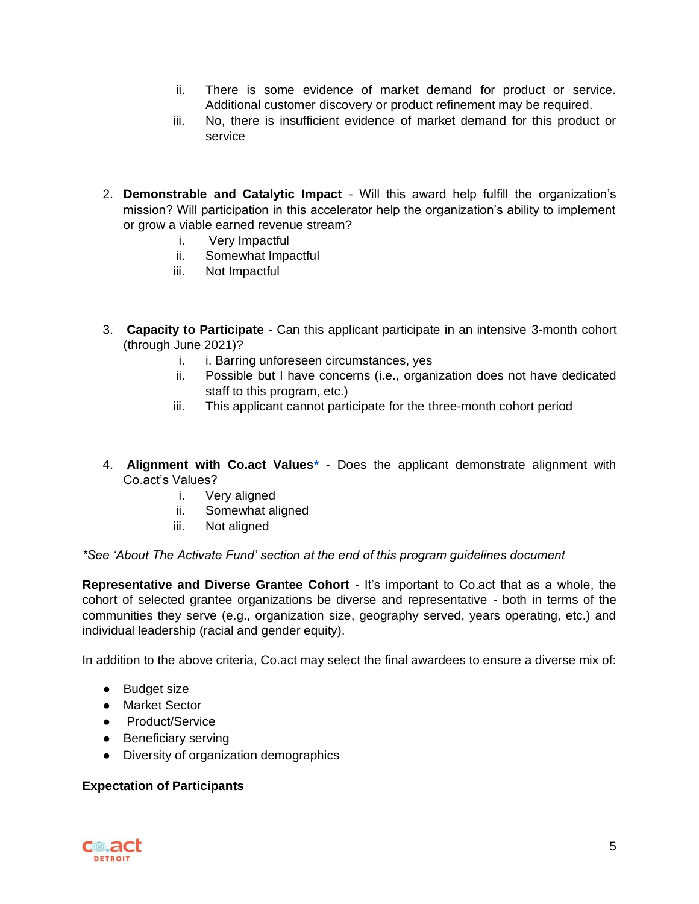ii. There is some evidence of market demand for product or service. Additional customer discovery or product refinement may be required.
   iii. No, there is insufficient evidence of market demand for this product or service

2. **Demonstrable and Catalytic Impact** - Will this award help fulfill the organization's mission? Will participation in this accelerator help the organization's ability to implement or grow a viable earned revenue stream?
   i. Very Impactful
   ii. Somewhat Impactful
   iii. Not Impactful

3. **Capacity to Participate** - Can this applicant participate in an intensive 3-month cohort (through June 2021)?
   i. i. Barring unforeseen circumstances, yes
   ii. Possible but I have concerns (i.e., organization does not have dedicated staff to this program, etc.)
   iii. This applicant cannot participate for the three-month cohort period

4. **Alignment with Co.act Values*** - Does the applicant demonstrate alignment with Co.act's Values?
   i. Very aligned
   ii. Somewhat aligned
   iii. Not aligned

*\*See 'About The Activate Fund' section at the end of this program guidelines document*

**Representative and Diverse Grantee Cohort -** It's important to Co.act that as a whole, the cohort of selected grantee organizations be diverse and representative - both in terms of the communities they serve (e.g., organization size, geography served, years operating, etc.) and individual leadership (racial and gender equity).

In addition to the above criteria, Co.act may select the final awardees to ensure a diverse mix of:

- Budget size
- Market Sector
- Product/Service
- Beneficiary serving
- Diversity of organization demographics

**Expectation of Participants**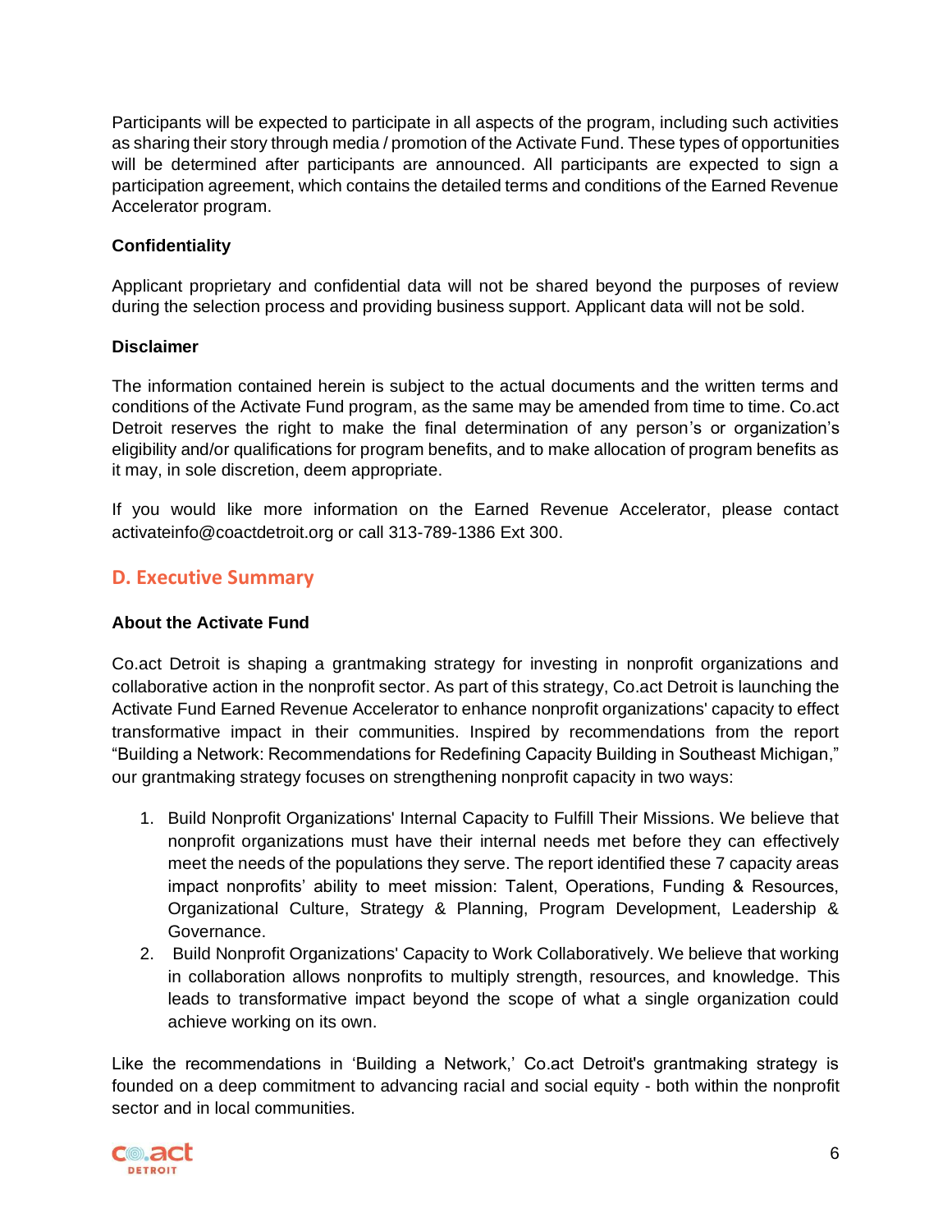Participants will be expected to participate in all aspects of the program, including such activities as sharing their story through media / promotion of the Activate Fund. These types of opportunities will be determined after participants are announced. All participants are expected to sign a participation agreement, which contains the detailed terms and conditions of the Earned Revenue Accelerator program.

**Confidentiality**

Applicant proprietary and confidential data will not be shared beyond the purposes of review during the selection process and providing business support. Applicant data will not be sold.

**Disclaimer**

The information contained herein is subject to the actual documents and the written terms and conditions of the Activate Fund program, as the same may be amended from time to time. Co.act Detroit reserves the right to make the final determination of any person's or organization's eligibility and/or qualifications for program benefits, and to make allocation of program benefits as it may, in sole discretion, deem appropriate.

If you would like more information on the Earned Revenue Accelerator, please contact activateinfo@coactdetroit.org or call 313-789-1386 Ext 300.

## D. Executive Summary

**About the Activate Fund**

Co.act Detroit is shaping a grantmaking strategy for investing in nonprofit organizations and collaborative action in the nonprofit sector. As part of this strategy, Co.act Detroit is launching the Activate Fund Earned Revenue Accelerator to enhance nonprofit organizations' capacity to effect transformative impact in their communities. Inspired by recommendations from the report "Building a Network: Recommendations for Redefining Capacity Building in Southeast Michigan," our grantmaking strategy focuses on strengthening nonprofit capacity in two ways:

1. Build Nonprofit Organizations' Internal Capacity to Fulfill Their Missions. We believe that nonprofit organizations must have their internal needs met before they can effectively meet the needs of the populations they serve. The report identified these 7 capacity areas impact nonprofits' ability to meet mission: Talent, Operations, Funding & Resources, Organizational Culture, Strategy & Planning, Program Development, Leadership & Governance.
2. Build Nonprofit Organizations' Capacity to Work Collaboratively. We believe that working in collaboration allows nonprofits to multiply strength, resources, and knowledge. This leads to transformative impact beyond the scope of what a single organization could achieve working on its own.

Like the recommendations in 'Building a Network,' Co.act Detroit's grantmaking strategy is founded on a deep commitment to advancing racial and social equity - both within the nonprofit sector and in local communities.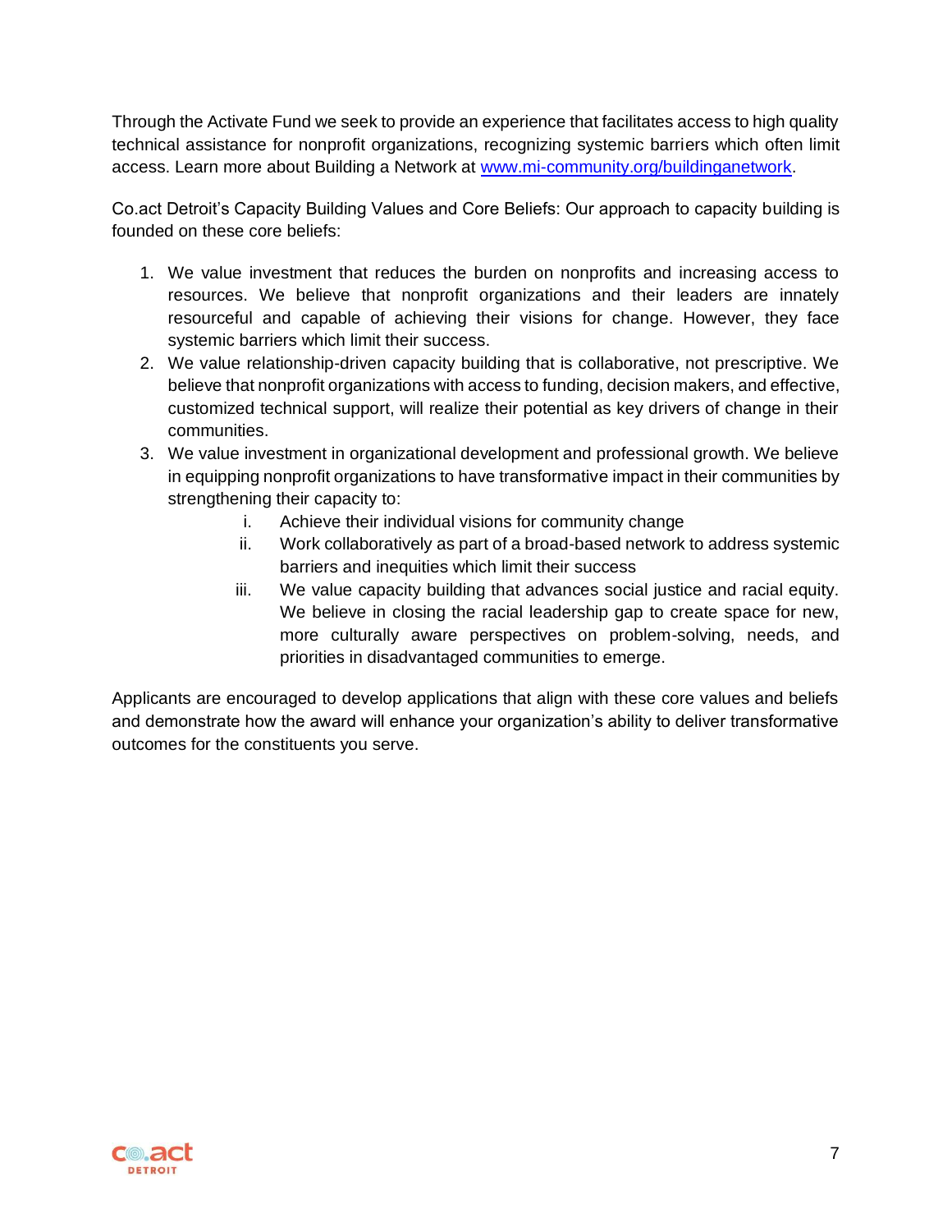Through the Activate Fund we seek to provide an experience that facilitates access to high quality technical assistance for nonprofit organizations, recognizing systemic barriers which often limit access. Learn more about Building a Network at [www.mi-community.org/buildinganetwork](www.mi-community.org/buildinganetwork).

Co.act Detroit's Capacity Building Values and Core Beliefs: Our approach to capacity building is founded on these core beliefs:

1. We value investment that reduces the burden on nonprofits and increasing access to resources. We believe that nonprofit organizations and their leaders are innately resourceful and capable of achieving their visions for change. However, they face systemic barriers which limit their success.
2. We value relationship-driven capacity building that is collaborative, not prescriptive. We believe that nonprofit organizations with access to funding, decision makers, and effective, customized technical support, will realize their potential as key drivers of change in their communities.
3. We value investment in organizational development and professional growth. We believe in equipping nonprofit organizations to have transformative impact in their communities by strengthening their capacity to:
    i. Achieve their individual visions for community change
    ii. Work collaboratively as part of a broad-based network to address systemic barriers and inequities which limit their success
    iii. We value capacity building that advances social justice and racial equity. We believe in closing the racial leadership gap to create space for new, more culturally aware perspectives on problem-solving, needs, and priorities in disadvantaged communities to emerge.

Applicants are encouraged to develop applications that align with these core values and beliefs and demonstrate how the award will enhance your organization's ability to deliver transformative outcomes for the constituents you serve.